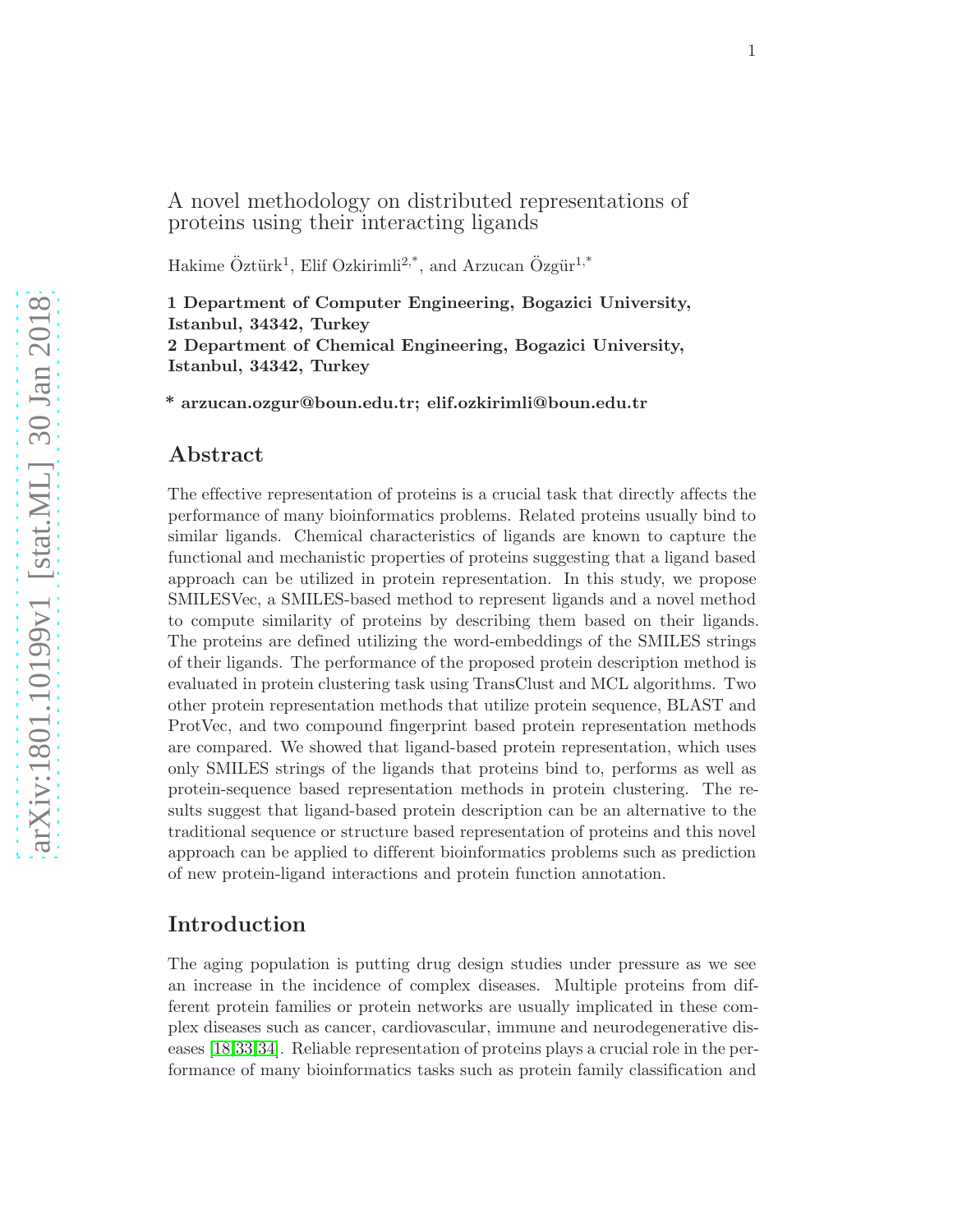# A novel methodology on distributed representations of proteins using their interacting ligands

Hakime Öztürk[1], Elif Ozkirimli[2,*], and Arzucan Özgür[1,*]

**1 Department of Computer Engineering, Bogazici University, Istanbul, 34342, Turkey**
**2 Department of Chemical Engineering, Bogazici University, Istanbul, 34342, Turkey**

**\* arzucan.ozgur@boun.edu.tr; elif.ozkirimli@boun.edu.tr**

## Abstract

The effective representation of proteins is a crucial task that directly affects the performance of many bioinformatics problems. Related proteins usually bind to similar ligands. Chemical characteristics of ligands are known to capture the functional and mechanistic properties of proteins suggesting that a ligand based approach can be utilized in protein representation. In this study, we propose SMILESVec, a SMILES-based method to represent ligands and a novel method to compute similarity of proteins by describing them based on their ligands. The proteins are defined utilizing the word-embeddings of the SMILES strings of their ligands. The performance of the proposed protein description method is evaluated in protein clustering task using TransClust and MCL algorithms. Two other protein representation methods that utilize protein sequence, BLAST and ProtVec, and two compound fingerprint based protein representation methods are compared. We showed that ligand-based protein representation, which uses only SMILES strings of the ligands that proteins bind to, performs as well as protein-sequence based representation methods in protein clustering. The results suggest that ligand-based protein description can be an alternative to the traditional sequence or structure based representation of proteins and this novel approach can be applied to different bioinformatics problems such as prediction of new protein-ligand interactions and protein function annotation.

## Introduction

The aging population is putting drug design studies under pressure as we see an increase in the incidence of complex diseases. Multiple proteins from different protein families or protein networks are usually implicated in these complex diseases such as cancer, cardiovascular, immune and neurodegenerative diseases [18,33,34]. Reliable representation of proteins plays a crucial role in the performance of many bioinformatics tasks such as protein family classification and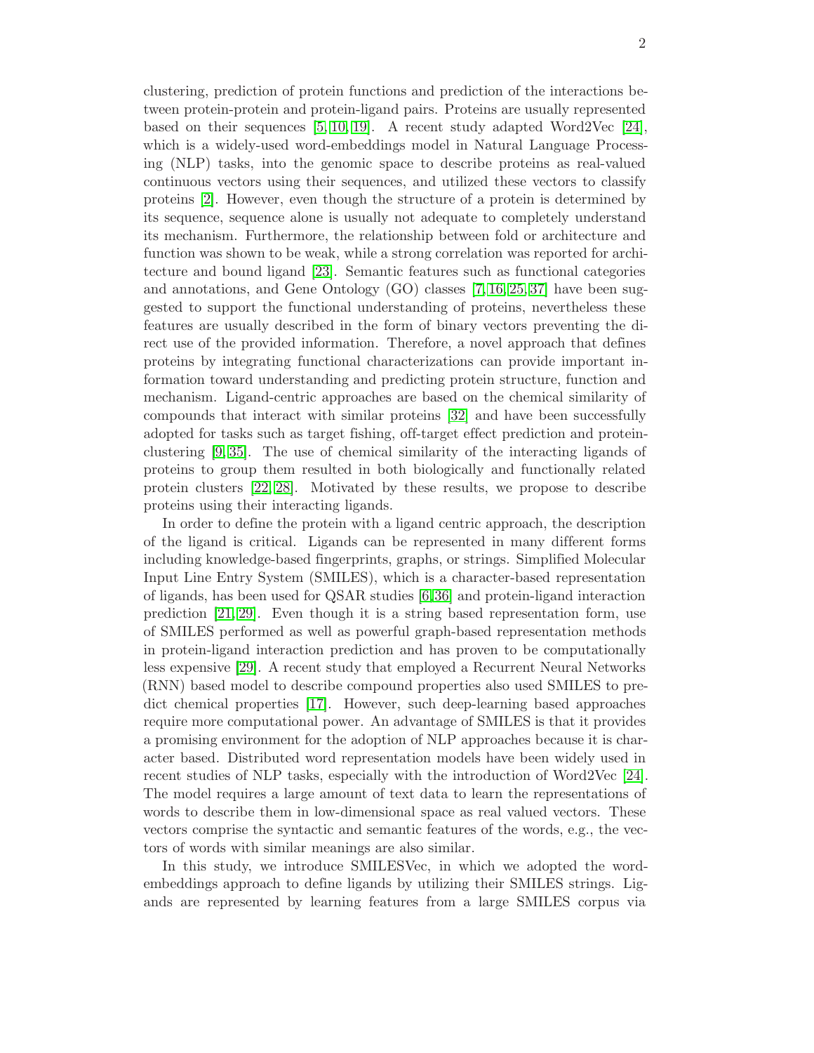clustering, prediction of protein functions and prediction of the interactions between protein-protein and protein-ligand pairs. Proteins are usually represented based on their sequences [5, 10, 19]. A recent study adapted Word2Vec [24], which is a widely-used word-embeddings model in Natural Language Processing (NLP) tasks, into the genomic space to describe proteins as real-valued continuous vectors using their sequences, and utilized these vectors to classify proteins [2]. However, even though the structure of a protein is determined by its sequence, sequence alone is usually not adequate to completely understand its mechanism. Furthermore, the relationship between fold or architecture and function was shown to be weak, while a strong correlation was reported for architecture and bound ligand [23]. Semantic features such as functional categories and annotations, and Gene Ontology (GO) classes [7, 16, 25, 37] have been suggested to support the functional understanding of proteins, nevertheless these features are usually described in the form of binary vectors preventing the direct use of the provided information. Therefore, a novel approach that defines proteins by integrating functional characterizations can provide important information toward understanding and predicting protein structure, function and mechanism. Ligand-centric approaches are based on the chemical similarity of compounds that interact with similar proteins [32] and have been successfully adopted for tasks such as target fishing, off-target effect prediction and protein-clustering [9, 35]. The use of chemical similarity of the interacting ligands of proteins to group them resulted in both biologically and functionally related protein clusters [22, 28]. Motivated by these results, we propose to describe proteins using their interacting ligands.

In order to define the protein with a ligand centric approach, the description of the ligand is critical. Ligands can be represented in many different forms including knowledge-based fingerprints, graphs, or strings. Simplified Molecular Input Line Entry System (SMILES), which is a character-based representation of ligands, has been used for QSAR studies [6, 36] and protein-ligand interaction prediction [21, 29]. Even though it is a string based representation form, use of SMILES performed as well as powerful graph-based representation methods in protein-ligand interaction prediction and has proven to be computationally less expensive [29]. A recent study that employed a Recurrent Neural Networks (RNN) based model to describe compound properties also used SMILES to predict chemical properties [17]. However, such deep-learning based approaches require more computational power. An advantage of SMILES is that it provides a promising environment for the adoption of NLP approaches because it is character based. Distributed word representation models have been widely used in recent studies of NLP tasks, especially with the introduction of Word2Vec [24]. The model requires a large amount of text data to learn the representations of words to describe them in low-dimensional space as real valued vectors. These vectors comprise the syntactic and semantic features of the words, e.g., the vectors of words with similar meanings are also similar.

In this study, we introduce SMILESVec, in which we adopted the word-embeddings approach to define ligands by utilizing their SMILES strings. Ligands are represented by learning features from a large SMILES corpus via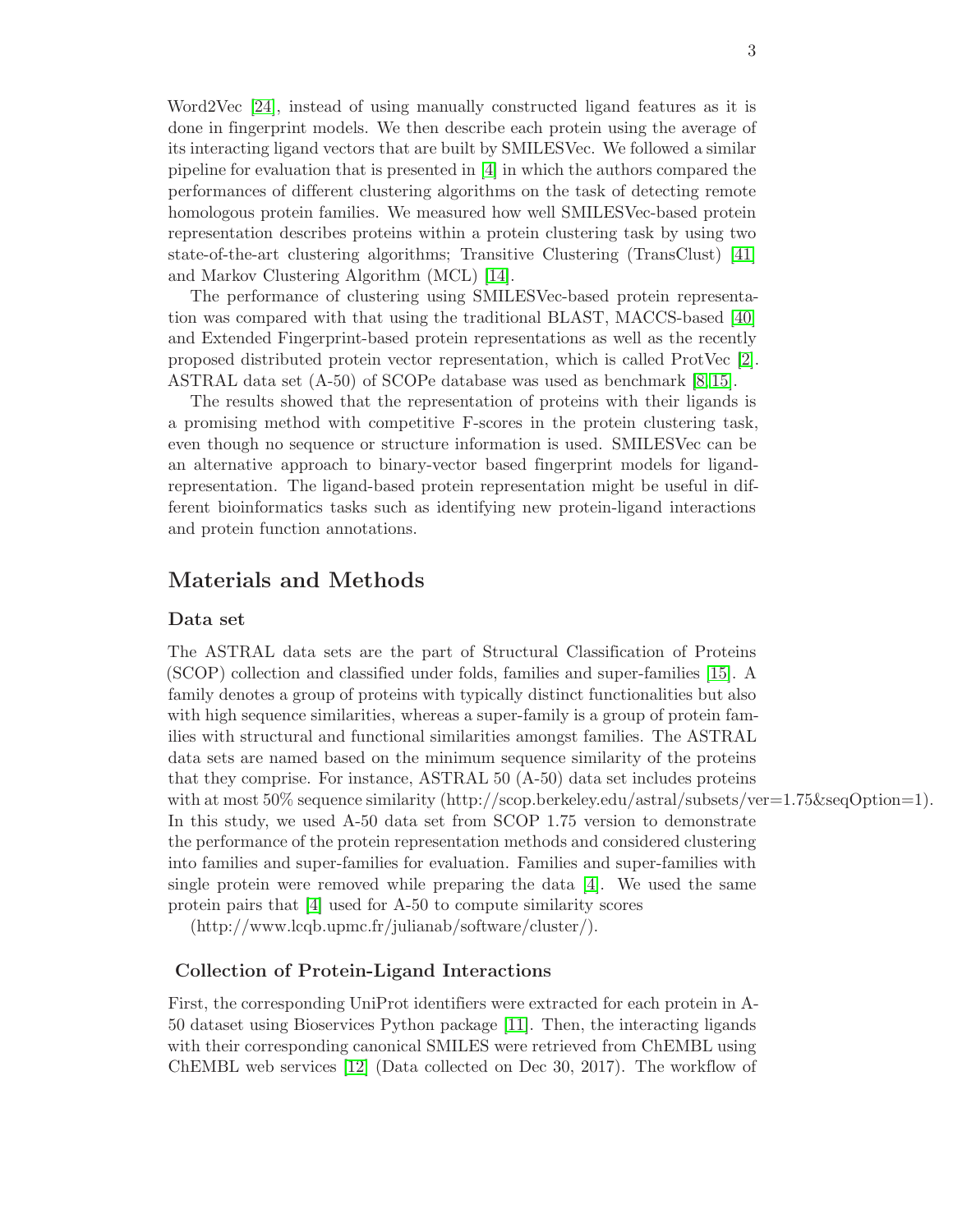Word2Vec [24], instead of using manually constructed ligand features as it is done in fingerprint models. We then describe each protein using the average of its interacting ligand vectors that are built by SMILESVec. We followed a similar pipeline for evaluation that is presented in [4] in which the authors compared the performances of different clustering algorithms on the task of detecting remote homologous protein families. We measured how well SMILESVec-based protein representation describes proteins within a protein clustering task by using two state-of-the-art clustering algorithms; Transitive Clustering (TransClust) [41] and Markov Clustering Algorithm (MCL) [14].

The performance of clustering using SMILESVec-based protein representation was compared with that using the traditional BLAST, MACCS-based [40] and Extended Fingerprint-based protein representations as well as the recently proposed distributed protein vector representation, which is called ProtVec [2]. ASTRAL data set (A-50) of SCOPe database was used as benchmark [8,15].

The results showed that the representation of proteins with their ligands is a promising method with competitive F-scores in the protein clustering task, even though no sequence or structure information is used. SMILESVec can be an alternative approach to binary-vector based fingerprint models for ligand-representation. The ligand-based protein representation might be useful in different bioinformatics tasks such as identifying new protein-ligand interactions and protein function annotations.

## Materials and Methods

### Data set

The ASTRAL data sets are the part of Structural Classification of Proteins (SCOP) collection and classified under folds, families and super-families [15]. A family denotes a group of proteins with typically distinct functionalities but also with high sequence similarities, whereas a super-family is a group of protein families with structural and functional similarities amongst families. The ASTRAL data sets are named based on the minimum sequence similarity of the proteins that they comprise. For instance, ASTRAL 50 (A-50) data set includes proteins with at most 50% sequence similarity (http://scop.berkeley.edu/astral/subsets/ver=1.75&seqOption=1). In this study, we used A-50 data set from SCOP 1.75 version to demonstrate the performance of the protein representation methods and considered clustering into families and super-families for evaluation. Families and super-families with single protein were removed while preparing the data [4]. We used the same protein pairs that [4] used for A-50 to compute similarity scores (http://www.lcqb.upmc.fr/julianab/software/cluster/).

### Collection of Protein-Ligand Interactions

First, the corresponding UniProt identifiers were extracted for each protein in A-50 dataset using Bioservices Python package [11]. Then, the interacting ligands with their corresponding canonical SMILES were retrieved from ChEMBL using ChEMBL web services [12] (Data collected on Dec 30, 2017). The workflow of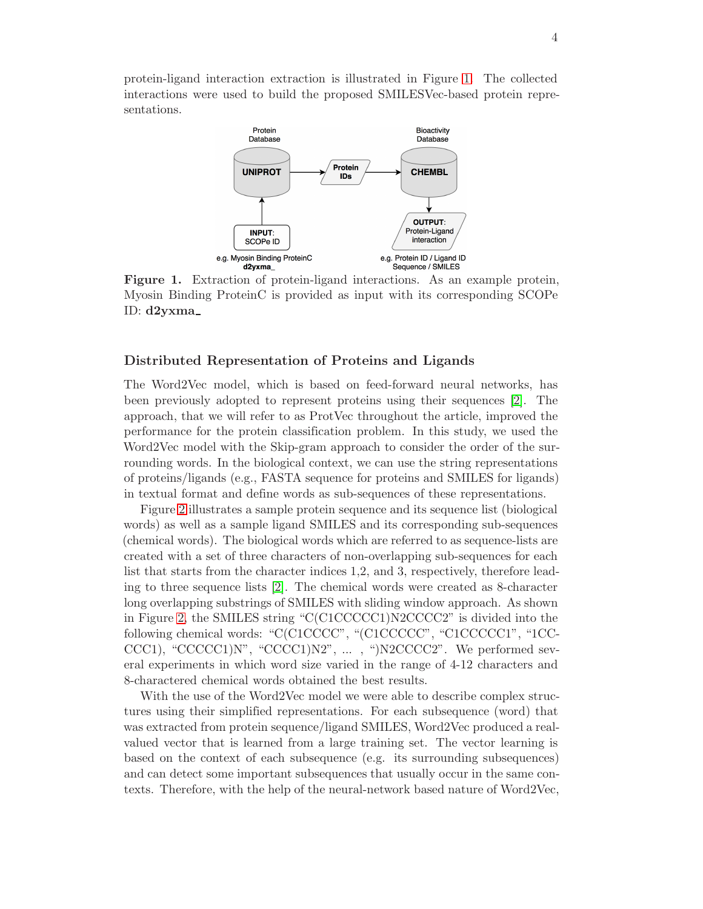protein-ligand interaction extraction is illustrated in Figure 1. The collected interactions were used to build the proposed SMILESVec-based protein representations.

**Figure 1.** Extraction of protein-ligand interactions. As an example protein, Myosin Binding ProteinC is provided as input with its corresponding SCOPe ID: **d2yxma_**

### Distributed Representation of Proteins and Ligands

The Word2Vec model, which is based on feed-forward neural networks, has been previously adopted to represent proteins using their sequences [2]. The approach, that we will refer to as ProtVec throughout the article, improved the performance for the protein classification problem. In this study, we used the Word2Vec model with the Skip-gram approach to consider the order of the surrounding words. In the biological context, we can use the string representations of proteins/ligands (e.g., FASTA sequence for proteins and SMILES for ligands) in textual format and define words as sub-sequences of these representations.

Figure 2 illustrates a sample protein sequence and its sequence list (biological words) as well as a sample ligand SMILES and its corresponding sub-sequences (chemical words). The biological words which are referred to as sequence-lists are created with a set of three characters of non-overlapping sub-sequences for each list that starts from the character indices 1,2, and 3, respectively, therefore leading to three sequence lists [2]. The chemical words were created as 8-character long overlapping substrings of SMILES with sliding window approach. As shown in Figure 2, the SMILES string "C(C1CCCCC1)N2CCCC2" is divided into the following chemical words: "C(C1CCCC", "(C1CCCCC", "C1CCCCC1", "1CCCCC1), "CCCCC1)N", "CCCC1)N2", ... , ")N2CCCC2". We performed several experiments in which word size varied in the range of 4-12 characters and 8-charactered chemical words obtained the best results.

With the use of the Word2Vec model we were able to describe complex structures using their simplified representations. For each subsequence (word) that was extracted from protein sequence/ligand SMILES, Word2Vec produced a real-valued vector that is learned from a large training set. The vector learning is based on the context of each subsequence (e.g. its surrounding subsequences) and can detect some important subsequences that usually occur in the same contexts. Therefore, with the help of the neural-network based nature of Word2Vec,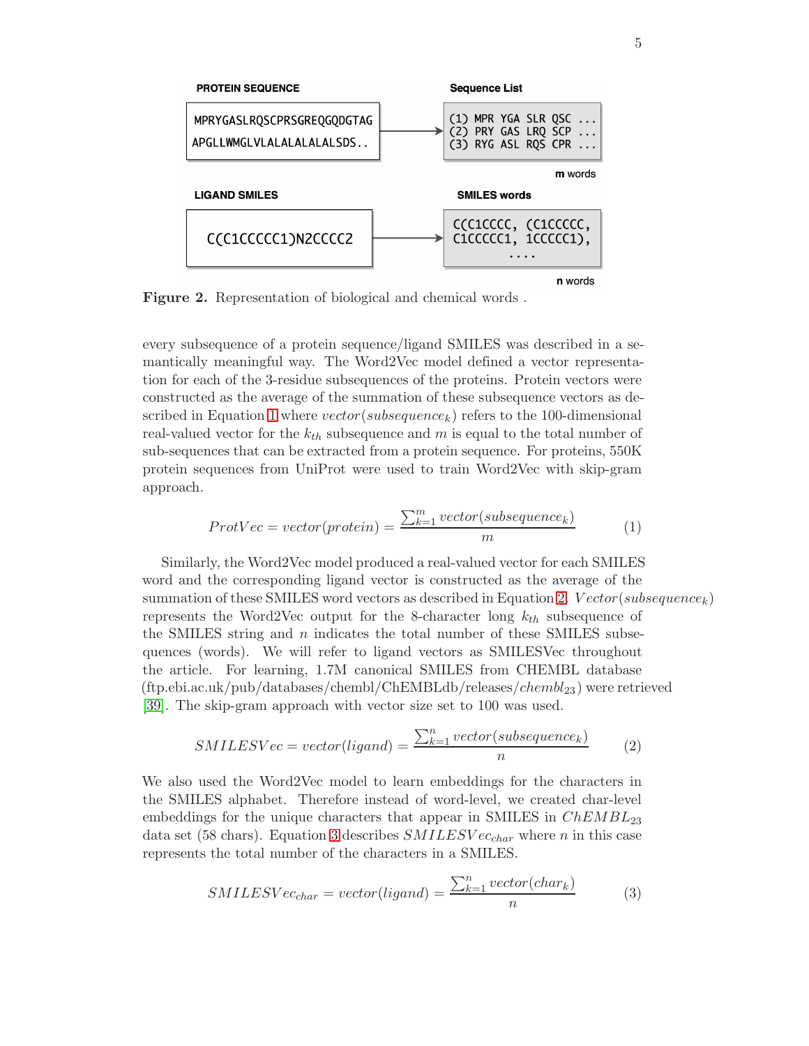PROTEIN SEQUENCE

```
MPRYGASLRQSCPRSGREQGQDGTAG
APGLLWMGLVLALALALALALSDS..
```

Sequence List

```
(1) MPR YGA SLR QSC ...
(2) PRY GAS LRQ SCP ...
(3) RYG ASL RQS CPR ...
```

**m** words

LIGAND SMILES

```
C(C1CCCCC1)N2CCCC2
```

SMILES words

```
C(C1CCCC, (C1CCCCC,
C1CCCCC1, 1CCCCC1),
....
```

**n** words

**Figure 2.** Representation of biological and chemical words .

every subsequence of a protein sequence/ligand SMILES was described in a semantically meaningful way. The Word2Vec model defined a vector representation for each of the 3-residue subsequences of the proteins. Protein vectors were constructed as the average of the summation of these subsequence vectors as described in Equation 1 where $vector(subsequence_k)$ refers to the 100-dimensional real-valued vector for the $k_{th}$ subsequence and $m$ is equal to the total number of sub-sequences that can be extracted from a protein sequence. For proteins, 550K protein sequences from UniProt were used to train Word2Vec with skip-gram approach.

$$ProtVec = vector(protein) = \frac{\sum_{k=1}^{m} vector(subsequence_k)}{m} \tag{1}$$

Similarly, the Word2Vec model produced a real-valued vector for each SMILES word and the corresponding ligand vector is constructed as the average of the summation of these SMILES word vectors as described in Equation 2. $Vector(subsequence_k)$ represents the Word2Vec output for the 8-character long $k_{th}$ subsequence of the SMILES string and $n$ indicates the total number of these SMILES subsequences (words). We will refer to ligand vectors as SMILESVec throughout the article. For learning, 1.7M canonical SMILES from CHEMBL database (ftp.ebi.ac.uk/pub/databases/chembl/ChEMBLdb/releases/$chembl_{23}$) were retrieved [39]. The skip-gram approach with vector size set to 100 was used.

$$SMILESVec = vector(ligand) = \frac{\sum_{k=1}^{n} vector(subsequence_k)}{n} \tag{2}$$

We also used the Word2Vec model to learn embeddings for the characters in the SMILES alphabet. Therefore instead of word-level, we created char-level embeddings for the unique characters that appear in SMILES in $ChEMBL_{23}$ data set (58 chars). Equation 3 describes $SMILESVec_{char}$ where $n$ in this case represents the total number of the characters in a SMILES.

$$SMILESVec_{char} = vector(ligand) = \frac{\sum_{k=1}^{n} vector(char_k)}{n} \tag{3}$$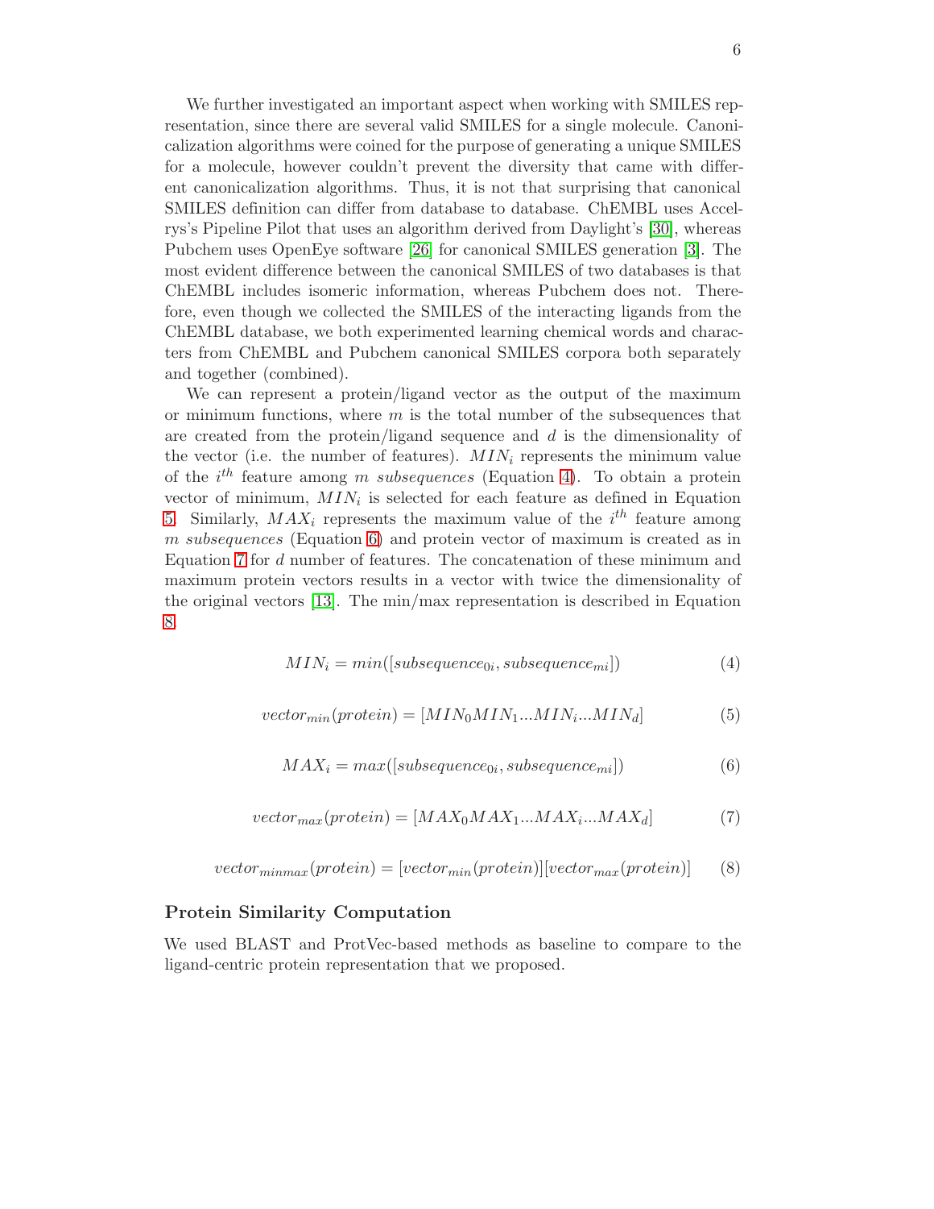We further investigated an important aspect when working with SMILES representation, since there are several valid SMILES for a single molecule. Canonicalization algorithms were coined for the purpose of generating a unique SMILES for a molecule, however couldn't prevent the diversity that came with different canonicalization algorithms. Thus, it is not that surprising that canonical SMILES definition can differ from database to database. ChEMBL uses Accelrys's Pipeline Pilot that uses an algorithm derived from Daylight's [30], whereas Pubchem uses OpenEye software [26] for canonical SMILES generation [3]. The most evident difference between the canonical SMILES of two databases is that ChEMBL includes isomeric information, whereas Pubchem does not. Therefore, even though we collected the SMILES of the interacting ligands from the ChEMBL database, we both experimented learning chemical words and characters from ChEMBL and Pubchem canonical SMILES corpora both separately and together (combined).

We can represent a protein/ligand vector as the output of the maximum or minimum functions, where $m$ is the total number of the subsequences that are created from the protein/ligand sequence and $d$ is the dimensionality of the vector (i.e. the number of features). $MIN_i$ represents the minimum value of the $i^{th}$ feature among $m$ *subsequences* (Equation 4). To obtain a protein vector of minimum, $MIN_i$ is selected for each feature as defined in Equation 5. Similarly, $MAX_i$ represents the maximum value of the $i^{th}$ feature among $m$ *subsequences* (Equation 6) and protein vector of maximum is created as in Equation 7 for $d$ number of features. The concatenation of these minimum and maximum protein vectors results in a vector with twice the dimensionality of the original vectors [13]. The min/max representation is described in Equation 8.

$$MIN_i = min([subsequence_{0i}, subsequence_{mi}]) \tag{4}$$

$$vector_{min}(protein) = [MIN_0 MIN_1 ... MIN_i ... MIN_d] \tag{5}$$

$$MAX_i = max([subsequence_{0i}, subsequence_{mi}]) \tag{6}$$

$$vector_{max}(protein) = [MAX_0 MAX_1 ... MAX_i ... MAX_d] \tag{7}$$

$$vector_{minmax}(protein) = [vector_{min}(protein)][vector_{max}(protein)] \tag{8}$$

### Protein Similarity Computation

We used BLAST and ProtVec-based methods as baseline to compare to the ligand-centric protein representation that we proposed.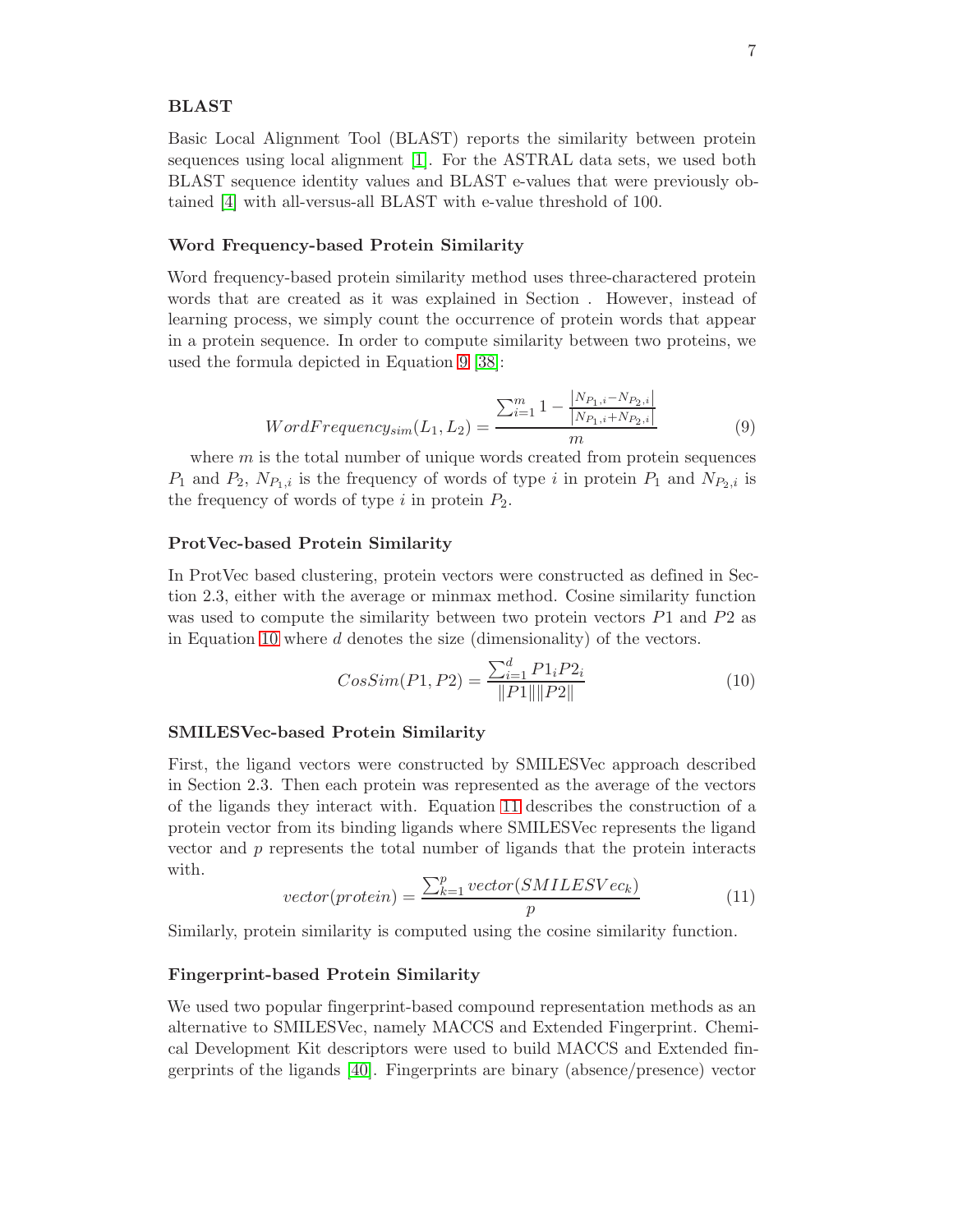**BLAST**

Basic Local Alignment Tool (BLAST) reports the similarity between protein sequences using local alignment [1]. For the ASTRAL data sets, we used both BLAST sequence identity values and BLAST e-values that were previously obtained [4] with all-versus-all BLAST with e-value threshold of 100.

**Word Frequency-based Protein Similarity**

Word frequency-based protein similarity method uses three-charactered protein words that are created as it was explained in Section . However, instead of learning process, we simply count the occurrence of protein words that appear in a protein sequence. In order to compute similarity between two proteins, we used the formula depicted in Equation 9 [38]:

$$WordFrequency_{sim}(L_1, L_2) = \frac{\sum_{i=1}^{m} 1 - \frac{|N_{P_1,i} - N_{P_2,i}|}{|N_{P_1,i} + N_{P_2,i}|}}{m} \tag{9}$$

where $m$ is the total number of unique words created from protein sequences $P_1$ and $P_2$, $N_{P_1,i}$ is the frequency of words of type $i$ in protein $P_1$ and $N_{P_2,i}$ is the frequency of words of type $i$ in protein $P_2$.

**ProtVec-based Protein Similarity**

In ProtVec based clustering, protein vectors were constructed as defined in Section 2.3, either with the average or minmax method. Cosine similarity function was used to compute the similarity between two protein vectors $P1$ and $P2$ as in Equation 10 where $d$ denotes the size (dimensionality) of the vectors.

$$CosSim(P1, P2) = \frac{\sum_{i=1}^{d} P1_i P2_i}{\|P1\| \|P2\|} \tag{10}$$

**SMILESVec-based Protein Similarity**

First, the ligand vectors were constructed by SMILESVec approach described in Section 2.3. Then each protein was represented as the average of the vectors of the ligands they interact with. Equation 11 describes the construction of a protein vector from its binding ligands where SMILESVec represents the ligand vector and $p$ represents the total number of ligands that the protein interacts with.

$$vector(protein) = \frac{\sum_{k=1}^{p} vector(SMILESVec_k)}{p} \tag{11}$$

Similarly, protein similarity is computed using the cosine similarity function.

**Fingerprint-based Protein Similarity**

We used two popular fingerprint-based compound representation methods as an alternative to SMILESVec, namely MACCS and Extended Fingerprint. Chemical Development Kit descriptors were used to build MACCS and Extended fingerprints of the ligands [40]. Fingerprints are binary (absence/presence) vector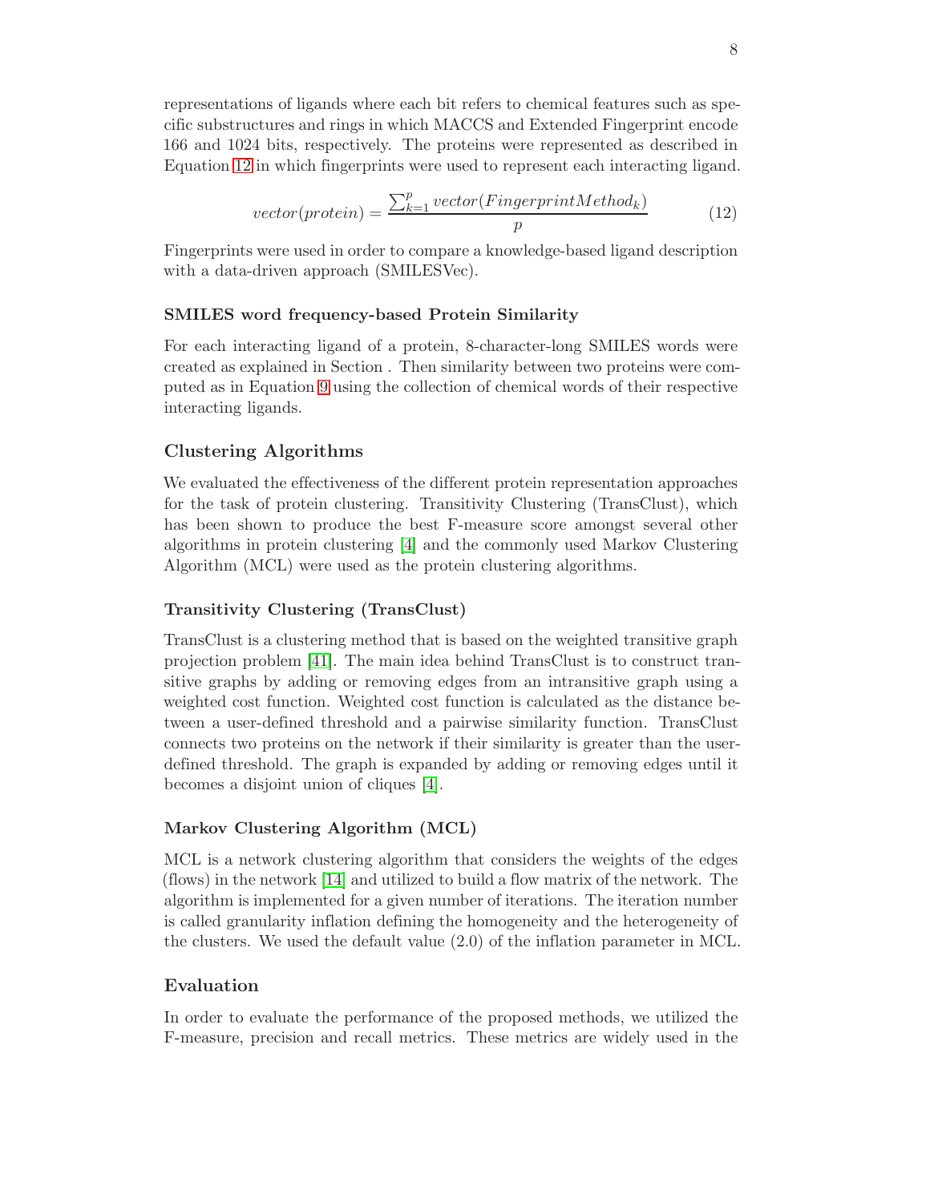representations of ligands where each bit refers to chemical features such as specific substructures and rings in which MACCS and Extended Fingerprint encode 166 and 1024 bits, respectively. The proteins were represented as described in Equation 12 in which fingerprints were used to represent each interacting ligand.

$$vector(protein) = \frac{\sum_{k=1}^{p} vector(FingerprintMethod_k)}{p} \tag{12}$$

Fingerprints were used in order to compare a knowledge-based ligand description with a data-driven approach (SMILESVec).

#### SMILES word frequency-based Protein Similarity

For each interacting ligand of a protein, 8-character-long SMILES words were created as explained in Section . Then similarity between two proteins were computed as in Equation 9 using the collection of chemical words of their respective interacting ligands.

### Clustering Algorithms

We evaluated the effectiveness of the different protein representation approaches for the task of protein clustering. Transitivity Clustering (TransClust), which has been shown to produce the best F-measure score amongst several other algorithms in protein clustering [4] and the commonly used Markov Clustering Algorithm (MCL) were used as the protein clustering algorithms.

#### Transitivity Clustering (TransClust)

TransClust is a clustering method that is based on the weighted transitive graph projection problem [41]. The main idea behind TransClust is to construct transitive graphs by adding or removing edges from an intransitive graph using a weighted cost function. Weighted cost function is calculated as the distance between a user-defined threshold and a pairwise similarity function. TransClust connects two proteins on the network if their similarity is greater than the user-defined threshold. The graph is expanded by adding or removing edges until it becomes a disjoint union of cliques [4].

#### Markov Clustering Algorithm (MCL)

MCL is a network clustering algorithm that considers the weights of the edges (flows) in the network [14] and utilized to build a flow matrix of the network. The algorithm is implemented for a given number of iterations. The iteration number is called granularity inflation defining the homogeneity and the heterogeneity of the clusters. We used the default value (2.0) of the inflation parameter in MCL.

### Evaluation

In order to evaluate the performance of the proposed methods, we utilized the F-measure, precision and recall metrics. These metrics are widely used in the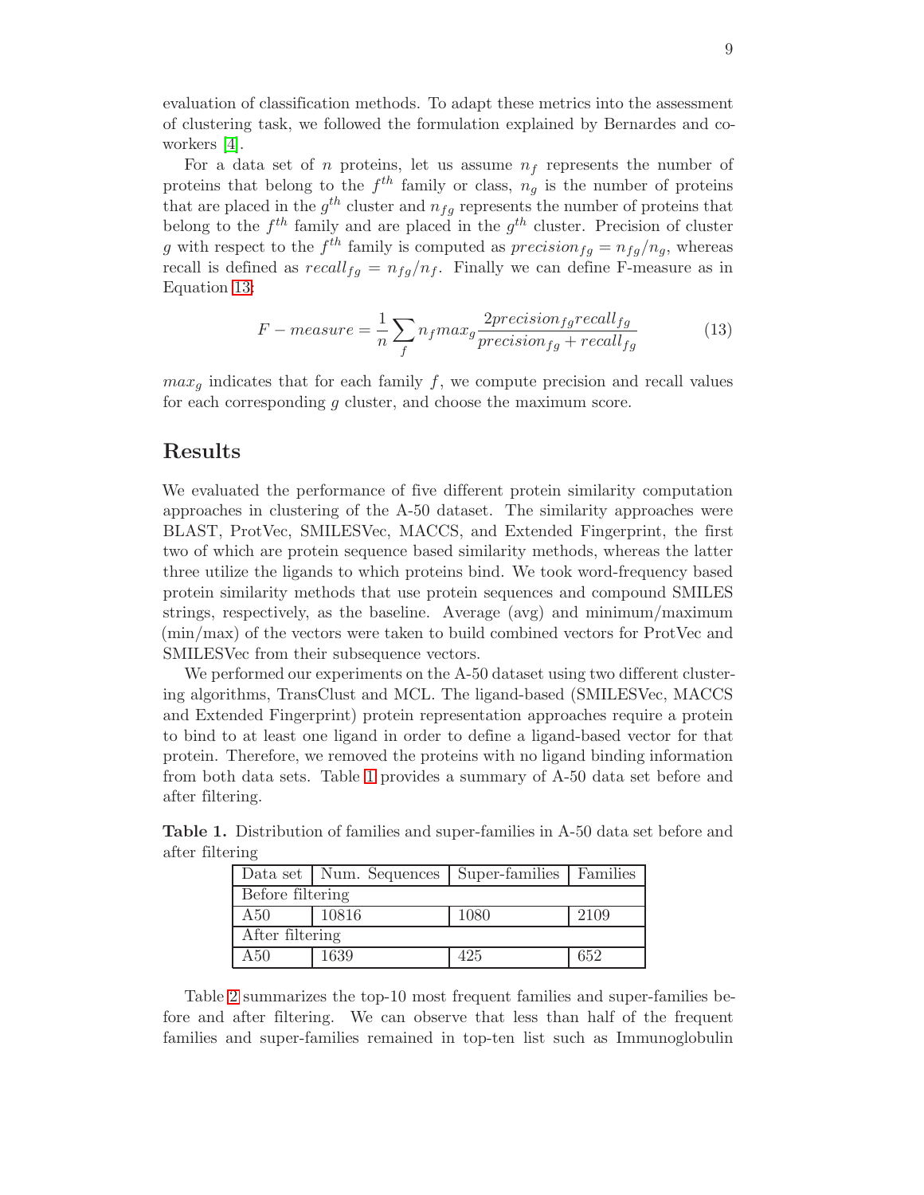evaluation of classification methods. To adapt these metrics into the assessment of clustering task, we followed the formulation explained by Bernardes and co-workers [4].

For a data set of $n$ proteins, let us assume $n_f$ represents the number of proteins that belong to the $f^{th}$ family or class, $n_g$ is the number of proteins that are placed in the $g^{th}$ cluster and $n_{fg}$ represents the number of proteins that belong to the $f^{th}$ family and are placed in the $g^{th}$ cluster. Precision of cluster $g$ with respect to the $f^{th}$ family is computed as $precision_{fg} = n_{fg}/n_g$, whereas recall is defined as $recall_{fg} = n_{fg}/n_f$. Finally we can define F-measure as in Equation 13:

$$F-measure = \frac{1}{n}\sum_{f} n_f max_g \frac{2precision_{fg}recall_{fg}}{precision_{fg} + recall_{fg}} \tag{13}$$

$max_g$ indicates that for each family $f$, we compute precision and recall values for each corresponding $g$ cluster, and choose the maximum score.

## Results

We evaluated the performance of five different protein similarity computation approaches in clustering of the A-50 dataset. The similarity approaches were BLAST, ProtVec, SMILESVec, MACCS, and Extended Fingerprint, the first two of which are protein sequence based similarity methods, whereas the latter three utilize the ligands to which proteins bind. We took word-frequency based protein similarity methods that use protein sequences and compound SMILES strings, respectively, as the baseline. Average (avg) and minimum/maximum (min/max) of the vectors were taken to build combined vectors for ProtVec and SMILESVec from their subsequence vectors.

We performed our experiments on the A-50 dataset using two different clustering algorithms, TransClust and MCL. The ligand-based (SMILESVec, MACCS and Extended Fingerprint) protein representation approaches require a protein to bind to at least one ligand in order to define a ligand-based vector for that protein. Therefore, we removed the proteins with no ligand binding information from both data sets. Table 1 provides a summary of A-50 data set before and after filtering.

**Table 1.** Distribution of families and super-families in A-50 data set before and after filtering

| Data set | Num. Sequences | Super-families | Families |
|---|---|---|---|
| Before filtering | | | |
| A50 | 10816 | 1080 | 2109 |
| After filtering | | | |
| A50 | 1639 | 425 | 652 |

Table 2 summarizes the top-10 most frequent families and super-families before and after filtering. We can observe that less than half of the frequent families and super-families remained in top-ten list such as Immunoglobulin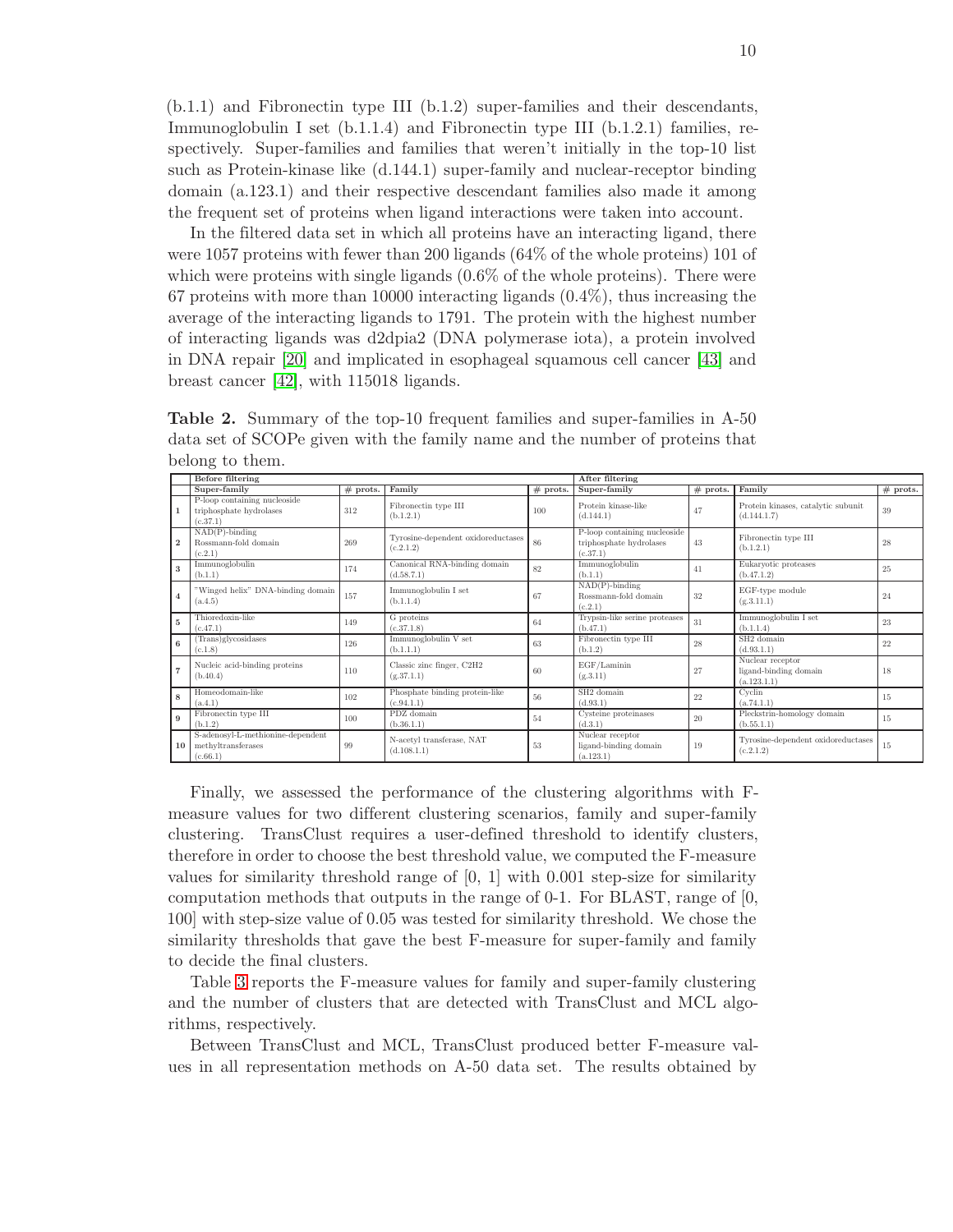(b.1.1) and Fibronectin type III (b.1.2) super-families and their descendants, Immunoglobulin I set (b.1.1.4) and Fibronectin type III (b.1.2.1) families, respectively. Super-families and families that weren't initially in the top-10 list such as Protein-kinase like (d.144.1) super-family and nuclear-receptor binding domain (a.123.1) and their respective descendant families also made it among the frequent set of proteins when ligand interactions were taken into account.

In the filtered data set in which all proteins have an interacting ligand, there were 1057 proteins with fewer than 200 ligands (64% of the whole proteins) 101 of which were proteins with single ligands (0.6% of the whole proteins). There were 67 proteins with more than 10000 interacting ligands (0.4%), thus increasing the average of the interacting ligands to 1791. The protein with the highest number of interacting ligands was d2dpia2 (DNA polymerase iota), a protein involved in DNA repair [20] and implicated in esophageal squamous cell cancer [43] and breast cancer [42], with 115018 ligands.

**Table 2.** Summary of the top-10 frequent families and super-families in A-50 data set of SCOPe given with the family name and the number of proteins that belong to them.

| | **Before filtering** | | | | **After filtering** | | | |
|---|---|---|---|---|---|---|---|---|
| | **Super-family** | **# prots.** | **Family** | **# prots.** | **Super-family** | **# prots.** | **Family** | **# prots.** |
| **1** | P-loop containing nucleoside triphosphate hydrolases (c.37.1) | 312 | Fibronectin type III (b.1.2.1) | 100 | Protein kinase-like (d.144.1) | 47 | Protein kinases, catalytic subunit (d.144.1.7) | 39 |
| **2** | NAD(P)-binding Rossmann-fold domain (c.2.1) | 269 | Tyrosine-dependent oxidoreductases (c.2.1.2) | 86 | P-loop containing nucleoside triphosphate hydrolases (c.37.1) | 43 | Fibronectin type III (b.1.2.1) | 28 |
| **3** | Immunoglobulin (b.1.1) | 174 | Canonical RNA-binding domain (d.58.7.1) | 82 | Immunoglobulin (b.1.1) | 41 | Eukaryotic proteases (b.47.1.2) | 25 |
| **4** | "Winged helix" DNA-binding domain (a.4.5) | 157 | Immunoglobulin I set (b.1.1.4) | 67 | NAD(P)-binding Rossmann-fold domain (c.2.1) | 32 | EGF-type module (g.3.11.1) | 24 |
| **5** | Thioredoxin-like (c.47.1) | 149 | G proteins (c.37.1.8) | 64 | Trypsin-like serine proteases (b.47.1) | 31 | Immunoglobulin I set (b.1.1.4) | 23 |
| **6** | (Trans)glycosidases (c.1.8) | 126 | Immunoglobulin V set (b.1.1.1) | 63 | Fibronectin type III (b.1.2) | 28 | SH2 domain (d.93.1.1) | 22 |
| **7** | Nucleic acid-binding proteins (b.40.4) | 110 | Classic zinc finger, C2H2 (g.37.1.1) | 60 | EGF/Laminin (g.3.11) | 27 | Nuclear receptor ligand-binding domain (a.123.1.1) | 18 |
| **8** | Homeodomain-like (a.4.1) | 102 | Phosphate binding protein-like (c.94.1.1) | 56 | SH2 domain (d.93.1) | 22 | Cyclin (a.74.1.1) | 15 |
| **9** | Fibronectin type III (b.1.2) | 100 | PDZ domain (b.36.1.1) | 54 | Cysteine proteinases (d.3.1) | 20 | Pleckstrin-homology domain (b.55.1.1) | 15 |
| **10** | S-adenosyl-L-methionine-dependent methyltransferases (c.66.1) | 99 | N-acetyl transferase, NAT (d.108.1.1) | 53 | Nuclear receptor ligand-binding domain (a.123.1) | 19 | Tyrosine-dependent oxidoreductases (c.2.1.2) | 15 |

Finally, we assessed the performance of the clustering algorithms with F-measure values for two different clustering scenarios, family and super-family clustering. TransClust requires a user-defined threshold to identify clusters, therefore in order to choose the best threshold value, we computed the F-measure values for similarity threshold range of [0, 1] with 0.001 step-size for similarity computation methods that outputs in the range of 0-1. For BLAST, range of [0, 100] with step-size value of 0.05 was tested for similarity threshold. We chose the similarity thresholds that gave the best F-measure for super-family and family to decide the final clusters.

Table 3 reports the F-measure values for family and super-family clustering and the number of clusters that are detected with TransClust and MCL algorithms, respectively.

Between TransClust and MCL, TransClust produced better F-measure values in all representation methods on A-50 data set. The results obtained by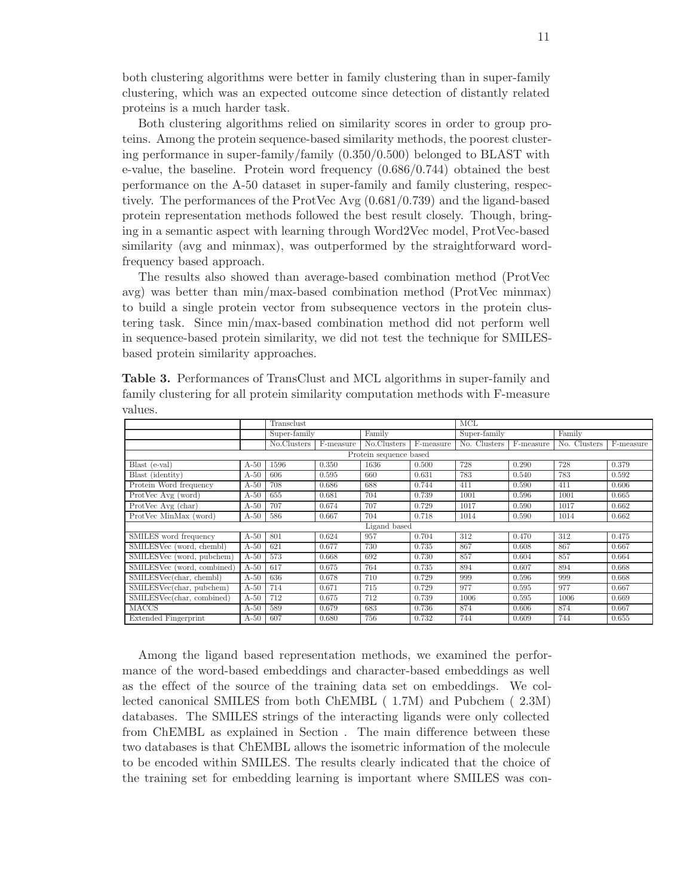both clustering algorithms were better in family clustering than in super-family clustering, which was an expected outcome since detection of distantly related proteins is a much harder task.

Both clustering algorithms relied on similarity scores in order to group proteins. Among the protein sequence-based similarity methods, the poorest clustering performance in super-family/family (0.350/0.500) belonged to BLAST with e-value, the baseline. Protein word frequency (0.686/0.744) obtained the best performance on the A-50 dataset in super-family and family clustering, respectively. The performances of the ProtVec Avg (0.681/0.739) and the ligand-based protein representation methods followed the best result closely. Though, bringing in a semantic aspect with learning through Word2Vec model, ProtVec-based similarity (avg and minmax), was outperformed by the straightforward word-frequency based approach.

The results also showed than average-based combination method (ProtVec avg) was better than min/max-based combination method (ProtVec minmax) to build a single protein vector from subsequence vectors in the protein clustering task. Since min/max-based combination method did not perform well in sequence-based protein similarity, we did not test the technique for SMILES-based protein similarity approaches.

**Table 3.** Performances of TransClust and MCL algorithms in super-family and family clustering for all protein similarity computation methods with F-measure values.

| | | Transclust | | | | MCL | | | |
|---|---|---|---|---|---|---|---|---|---|
| | | Super-family | | Family | | Super-family | | Family | |
| | | No.Clusters | F-measure | No.Clusters | F-measure | No. Clusters | F-measure | No. Clusters | F-measure |
| Protein sequence based | | | | | | | | | |
| Blast (e-val) | A-50 | 1596 | 0.350 | 1636 | 0.500 | 728 | 0.290 | 728 | 0.379 |
| Blast (identity) | A-50 | 606 | 0.595 | 660 | 0.631 | 783 | 0.540 | 783 | 0.592 |
| Protein Word frequency | A-50 | 708 | 0.686 | 688 | 0.744 | 411 | 0.590 | 411 | 0.606 |
| ProtVec Avg (word) | A-50 | 655 | 0.681 | 704 | 0.739 | 1001 | 0.596 | 1001 | 0.665 |
| ProtVec Avg (char) | A-50 | 707 | 0.674 | 707 | 0.729 | 1017 | 0.590 | 1017 | 0.662 |
| ProtVec MinMax (word) | A-50 | 586 | 0.667 | 704 | 0.718 | 1014 | 0.590 | 1014 | 0.662 |
| Ligand based | | | | | | | | | |
| SMILES word frequency | A-50 | 801 | 0.624 | 957 | 0.704 | 312 | 0.470 | 312 | 0.475 |
| SMILESVec (word, chembl) | A-50 | 621 | 0.677 | 730 | 0.735 | 867 | 0.608 | 867 | 0.667 |
| SMILESVec (word, pubchem) | A-50 | 573 | 0.668 | 692 | 0.730 | 857 | 0.604 | 857 | 0.664 |
| SMILESVec (word, combined) | A-50 | 617 | 0.675 | 764 | 0.735 | 894 | 0.607 | 894 | 0.668 |
| SMILESVec(char, chembl) | A-50 | 636 | 0.678 | 710 | 0.729 | 999 | 0.596 | 999 | 0.668 |
| SMILESVec(char, pubchem) | A-50 | 714 | 0.671 | 715 | 0.729 | 977 | 0.595 | 977 | 0.667 |
| SMILESVec(char, combined) | A-50 | 712 | 0.675 | 712 | 0.739 | 1006 | 0.595 | 1006 | 0.669 |
| MACCS | A-50 | 589 | 0.679 | 683 | 0.736 | 874 | 0.606 | 874 | 0.667 |
| Extended Fingerprint | A-50 | 607 | 0.680 | 756 | 0.732 | 744 | 0.609 | 744 | 0.655 |

Among the ligand based representation methods, we examined the performance of the word-based embeddings and character-based embeddings as well as the effect of the source of the training data set on embeddings. We collected canonical SMILES from both ChEMBL ( 1.7M) and Pubchem ( 2.3M) databases. The SMILES strings of the interacting ligands were only collected from ChEMBL as explained in Section . The main difference between these two databases is that ChEMBL allows the isometric information of the molecule to be encoded within SMILES. The results clearly indicated that the choice of the training set for embedding learning is important where SMILES was con-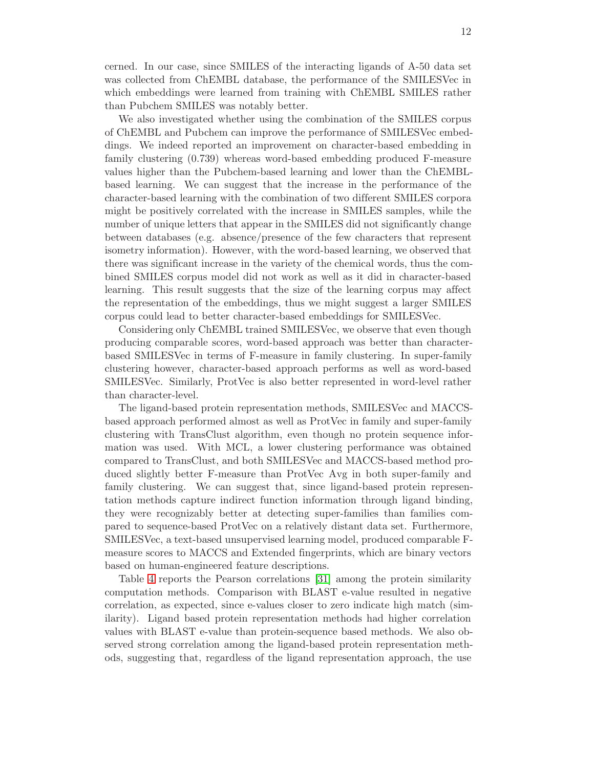cerned. In our case, since SMILES of the interacting ligands of A-50 data set was collected from ChEMBL database, the performance of the SMILESVec in which embeddings were learned from training with ChEMBL SMILES rather than Pubchem SMILES was notably better.

We also investigated whether using the combination of the SMILES corpus of ChEMBL and Pubchem can improve the performance of SMILESVec embeddings. We indeed reported an improvement on character-based embedding in family clustering (0.739) whereas word-based embedding produced F-measure values higher than the Pubchem-based learning and lower than the ChEMBL-based learning. We can suggest that the increase in the performance of the character-based learning with the combination of two different SMILES corpora might be positively correlated with the increase in SMILES samples, while the number of unique letters that appear in the SMILES did not significantly change between databases (e.g. absence/presence of the few characters that represent isometry information). However, with the word-based learning, we observed that there was significant increase in the variety of the chemical words, thus the combined SMILES corpus model did not work as well as it did in character-based learning. This result suggests that the size of the learning corpus may affect the representation of the embeddings, thus we might suggest a larger SMILES corpus could lead to better character-based embeddings for SMILESVec.

Considering only ChEMBL trained SMILESVec, we observe that even though producing comparable scores, word-based approach was better than character-based SMILESVec in terms of F-measure in family clustering. In super-family clustering however, character-based approach performs as well as word-based SMILESVec. Similarly, ProtVec is also better represented in word-level rather than character-level.

The ligand-based protein representation methods, SMILESVec and MACCS-based approach performed almost as well as ProtVec in family and super-family clustering with TransClust algorithm, even though no protein sequence information was used. With MCL, a lower clustering performance was obtained compared to TransClust, and both SMILESVec and MACCS-based method produced slightly better F-measure than ProtVec Avg in both super-family and family clustering. We can suggest that, since ligand-based protein representation methods capture indirect function information through ligand binding, they were recognizably better at detecting super-families than families compared to sequence-based ProtVec on a relatively distant data set. Furthermore, SMILESVec, a text-based unsupervised learning model, produced comparable F-measure scores to MACCS and Extended fingerprints, which are binary vectors based on human-engineered feature descriptions.

Table 4 reports the Pearson correlations [31] among the protein similarity computation methods. Comparison with BLAST e-value resulted in negative correlation, as expected, since e-values closer to zero indicate high match (similarity). Ligand based protein representation methods had higher correlation values with BLAST e-value than protein-sequence based methods. We also observed strong correlation among the ligand-based protein representation methods, suggesting that, regardless of the ligand representation approach, the use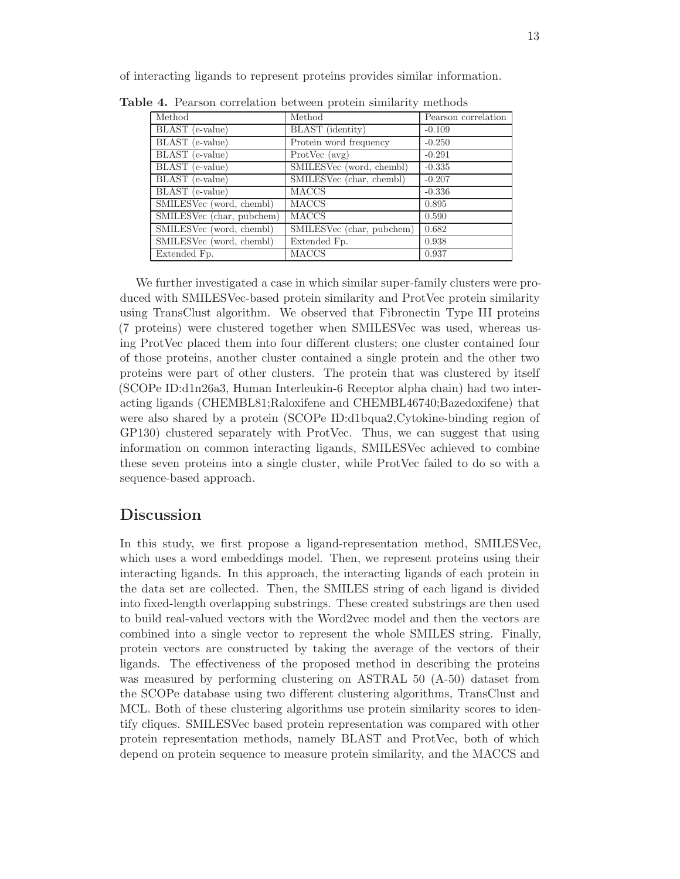of interacting ligands to represent proteins provides similar information.

**Table 4.** Pearson correlation between protein similarity methods

| Method | Method | Pearson correlation |
|---|---|---|
| BLAST (e-value) | BLAST (identity) | -0.109 |
| BLAST (e-value) | Protein word frequency | -0.250 |
| BLAST (e-value) | ProtVec (avg) | -0.291 |
| BLAST (e-value) | SMILESVec (word, chembl) | -0.335 |
| BLAST (e-value) | SMILESVec (char, chembl) | -0.207 |
| BLAST (e-value) | MACCS | -0.336 |
| SMILESVec (word, chembl) | MACCS | 0.895 |
| SMILESVec (char, pubchem) | MACCS | 0.590 |
| SMILESVec (word, chembl) | SMILESVec (char, pubchem) | 0.682 |
| SMILESVec (word, chembl) | Extended Fp. | 0.938 |
| Extended Fp. | MACCS | 0.937 |

We further investigated a case in which similar super-family clusters were produced with SMILESVec-based protein similarity and ProtVec protein similarity using TransClust algorithm. We observed that Fibronectin Type III proteins (7 proteins) were clustered together when SMILESVec was used, whereas using ProtVec placed them into four different clusters; one cluster contained four of those proteins, another cluster contained a single protein and the other two proteins were part of other clusters. The protein that was clustered by itself (SCOPe ID:d1n26a3, Human Interleukin-6 Receptor alpha chain) had two interacting ligands (CHEMBL81;Raloxifene and CHEMBL46740;Bazedoxifene) that were also shared by a protein (SCOPe ID:d1bqua2,Cytokine-binding region of GP130) clustered separately with ProtVec. Thus, we can suggest that using information on common interacting ligands, SMILESVec achieved to combine these seven proteins into a single cluster, while ProtVec failed to do so with a sequence-based approach.

## Discussion

In this study, we first propose a ligand-representation method, SMILESVec, which uses a word embeddings model. Then, we represent proteins using their interacting ligands. In this approach, the interacting ligands of each protein in the data set are collected. Then, the SMILES string of each ligand is divided into fixed-length overlapping substrings. These created substrings are then used to build real-valued vectors with the Word2vec model and then the vectors are combined into a single vector to represent the whole SMILES string. Finally, protein vectors are constructed by taking the average of the vectors of their ligands. The effectiveness of the proposed method in describing the proteins was measured by performing clustering on ASTRAL 50 (A-50) dataset from the SCOPe database using two different clustering algorithms, TransClust and MCL. Both of these clustering algorithms use protein similarity scores to identify cliques. SMILESVec based protein representation was compared with other protein representation methods, namely BLAST and ProtVec, both of which depend on protein sequence to measure protein similarity, and the MACCS and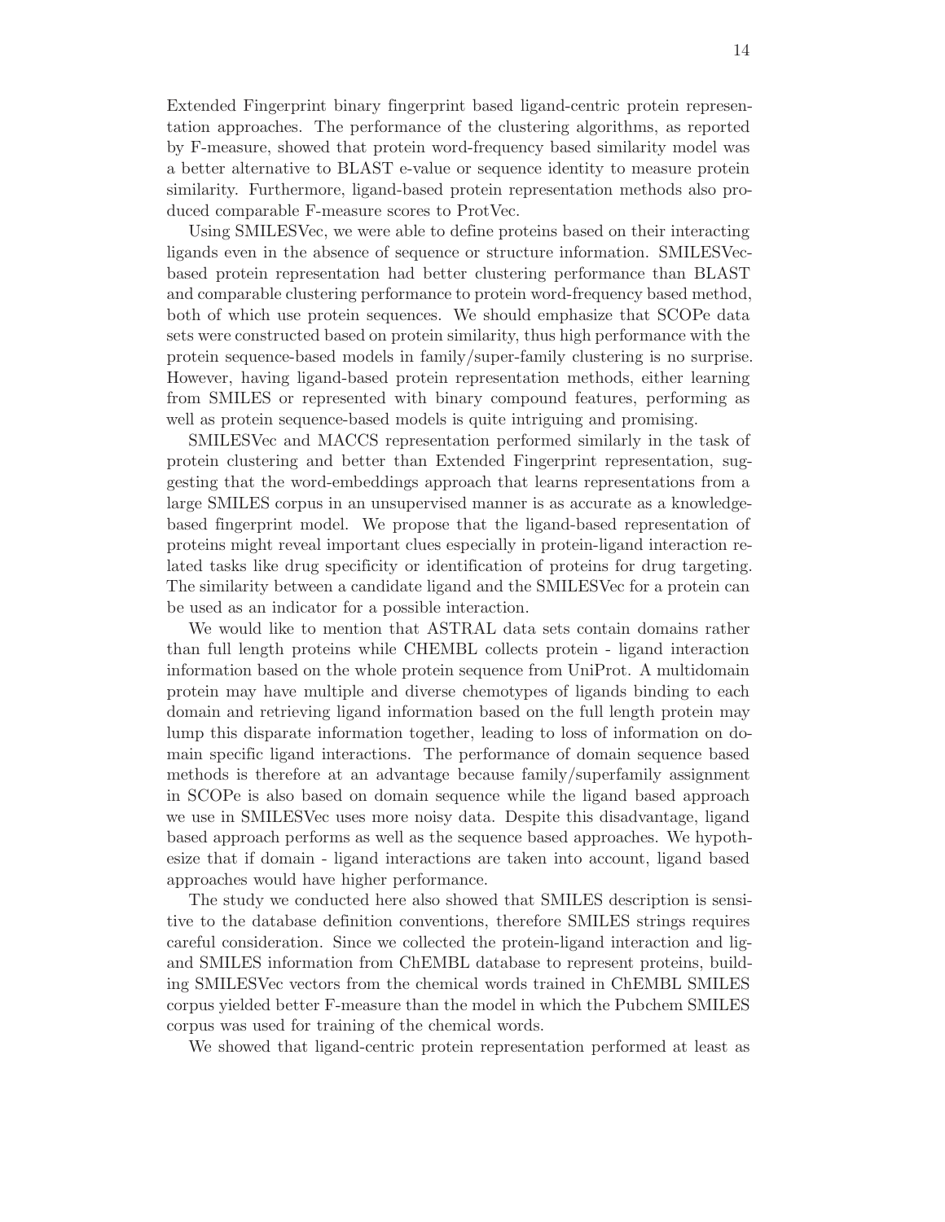Extended Fingerprint binary fingerprint based ligand-centric protein representation approaches. The performance of the clustering algorithms, as reported by F-measure, showed that protein word-frequency based similarity model was a better alternative to BLAST e-value or sequence identity to measure protein similarity. Furthermore, ligand-based protein representation methods also produced comparable F-measure scores to ProtVec.

Using SMILESVec, we were able to define proteins based on their interacting ligands even in the absence of sequence or structure information. SMILESVec-based protein representation had better clustering performance than BLAST and comparable clustering performance to protein word-frequency based method, both of which use protein sequences. We should emphasize that SCOPe data sets were constructed based on protein similarity, thus high performance with the protein sequence-based models in family/super-family clustering is no surprise. However, having ligand-based protein representation methods, either learning from SMILES or represented with binary compound features, performing as well as protein sequence-based models is quite intriguing and promising.

SMILESVec and MACCS representation performed similarly in the task of protein clustering and better than Extended Fingerprint representation, suggesting that the word-embeddings approach that learns representations from a large SMILES corpus in an unsupervised manner is as accurate as a knowledge-based fingerprint model. We propose that the ligand-based representation of proteins might reveal important clues especially in protein-ligand interaction related tasks like drug specificity or identification of proteins for drug targeting. The similarity between a candidate ligand and the SMILESVec for a protein can be used as an indicator for a possible interaction.

We would like to mention that ASTRAL data sets contain domains rather than full length proteins while CHEMBL collects protein - ligand interaction information based on the whole protein sequence from UniProt. A multidomain protein may have multiple and diverse chemotypes of ligands binding to each domain and retrieving ligand information based on the full length protein may lump this disparate information together, leading to loss of information on domain specific ligand interactions. The performance of domain sequence based methods is therefore at an advantage because family/superfamily assignment in SCOPe is also based on domain sequence while the ligand based approach we use in SMILESVec uses more noisy data. Despite this disadvantage, ligand based approach performs as well as the sequence based approaches. We hypothesize that if domain - ligand interactions are taken into account, ligand based approaches would have higher performance.

The study we conducted here also showed that SMILES description is sensitive to the database definition conventions, therefore SMILES strings requires careful consideration. Since we collected the protein-ligand interaction and ligand SMILES information from ChEMBL database to represent proteins, building SMILESVec vectors from the chemical words trained in ChEMBL SMILES corpus yielded better F-measure than the model in which the Pubchem SMILES corpus was used for training of the chemical words.

We showed that ligand-centric protein representation performed at least as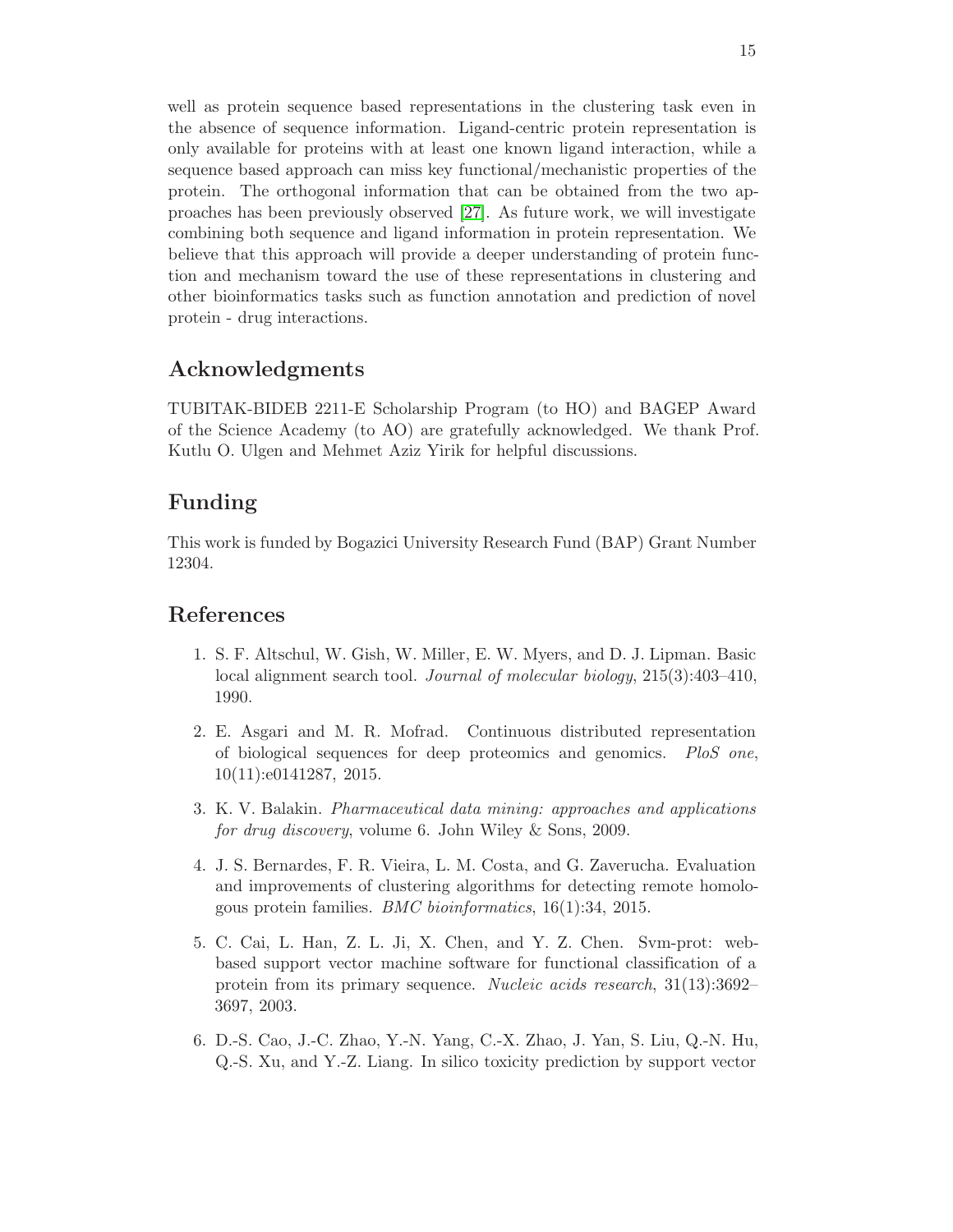well as protein sequence based representations in the clustering task even in the absence of sequence information. Ligand-centric protein representation is only available for proteins with at least one known ligand interaction, while a sequence based approach can miss key functional/mechanistic properties of the protein. The orthogonal information that can be obtained from the two approaches has been previously observed [27]. As future work, we will investigate combining both sequence and ligand information in protein representation. We believe that this approach will provide a deeper understanding of protein function and mechanism toward the use of these representations in clustering and other bioinformatics tasks such as function annotation and prediction of novel protein - drug interactions.

## Acknowledgments

TUBITAK-BIDEB 2211-E Scholarship Program (to HO) and BAGEP Award of the Science Academy (to AO) are gratefully acknowledged. We thank Prof. Kutlu O. Ulgen and Mehmet Aziz Yirik for helpful discussions.

## Funding

This work is funded by Bogazici University Research Fund (BAP) Grant Number 12304.

## References

1. S. F. Altschul, W. Gish, W. Miller, E. W. Myers, and D. J. Lipman. Basic local alignment search tool. *Journal of molecular biology*, 215(3):403–410, 1990.

2. E. Asgari and M. R. Mofrad. Continuous distributed representation of biological sequences for deep proteomics and genomics. *PloS one*, 10(11):e0141287, 2015.

3. K. V. Balakin. *Pharmaceutical data mining: approaches and applications for drug discovery*, volume 6. John Wiley & Sons, 2009.

4. J. S. Bernardes, F. R. Vieira, L. M. Costa, and G. Zaverucha. Evaluation and improvements of clustering algorithms for detecting remote homologous protein families. *BMC bioinformatics*, 16(1):34, 2015.

5. C. Cai, L. Han, Z. L. Ji, X. Chen, and Y. Z. Chen. Svm-prot: web-based support vector machine software for functional classification of a protein from its primary sequence. *Nucleic acids research*, 31(13):3692–3697, 2003.

6. D.-S. Cao, J.-C. Zhao, Y.-N. Yang, C.-X. Zhao, J. Yan, S. Liu, Q.-N. Hu, Q.-S. Xu, and Y.-Z. Liang. In silico toxicity prediction by support vector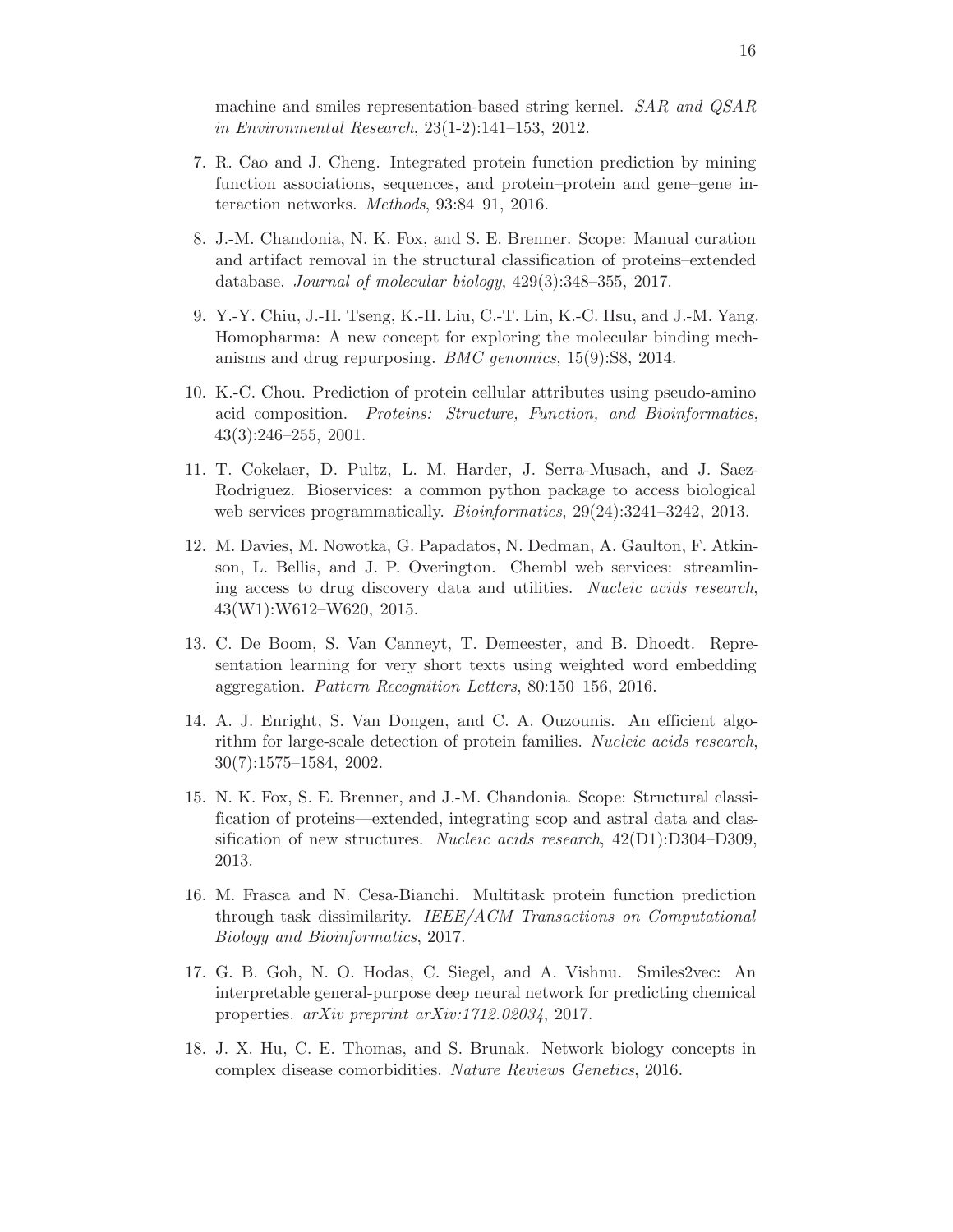machine and smiles representation-based string kernel. *SAR and QSAR in Environmental Research*, 23(1-2):141–153, 2012.

7. R. Cao and J. Cheng. Integrated protein function prediction by mining function associations, sequences, and protein–protein and gene–gene interaction networks. *Methods*, 93:84–91, 2016.

8. J.-M. Chandonia, N. K. Fox, and S. E. Brenner. Scope: Manual curation and artifact removal in the structural classification of proteins–extended database. *Journal of molecular biology*, 429(3):348–355, 2017.

9. Y.-Y. Chiu, J.-H. Tseng, K.-H. Liu, C.-T. Lin, K.-C. Hsu, and J.-M. Yang. Homopharma: A new concept for exploring the molecular binding mechanisms and drug repurposing. *BMC genomics*, 15(9):S8, 2014.

10. K.-C. Chou. Prediction of protein cellular attributes using pseudo-amino acid composition. *Proteins: Structure, Function, and Bioinformatics*, 43(3):246–255, 2001.

11. T. Cokelaer, D. Pultz, L. M. Harder, J. Serra-Musach, and J. Saez-Rodriguez. Bioservices: a common python package to access biological web services programmatically. *Bioinformatics*, 29(24):3241–3242, 2013.

12. M. Davies, M. Nowotka, G. Papadatos, N. Dedman, A. Gaulton, F. Atkinson, L. Bellis, and J. P. Overington. Chembl web services: streamlining access to drug discovery data and utilities. *Nucleic acids research*, 43(W1):W612–W620, 2015.

13. C. De Boom, S. Van Canneyt, T. Demeester, and B. Dhoedt. Representation learning for very short texts using weighted word embedding aggregation. *Pattern Recognition Letters*, 80:150–156, 2016.

14. A. J. Enright, S. Van Dongen, and C. A. Ouzounis. An efficient algorithm for large-scale detection of protein families. *Nucleic acids research*, 30(7):1575–1584, 2002.

15. N. K. Fox, S. E. Brenner, and J.-M. Chandonia. Scope: Structural classification of proteins—extended, integrating scop and astral data and classification of new structures. *Nucleic acids research*, 42(D1):D304–D309, 2013.

16. M. Frasca and N. Cesa-Bianchi. Multitask protein function prediction through task dissimilarity. *IEEE/ACM Transactions on Computational Biology and Bioinformatics*, 2017.

17. G. B. Goh, N. O. Hodas, C. Siegel, and A. Vishnu. Smiles2vec: An interpretable general-purpose deep neural network for predicting chemical properties. *arXiv preprint arXiv:1712.02034*, 2017.

18. J. X. Hu, C. E. Thomas, and S. Brunak. Network biology concepts in complex disease comorbidities. *Nature Reviews Genetics*, 2016.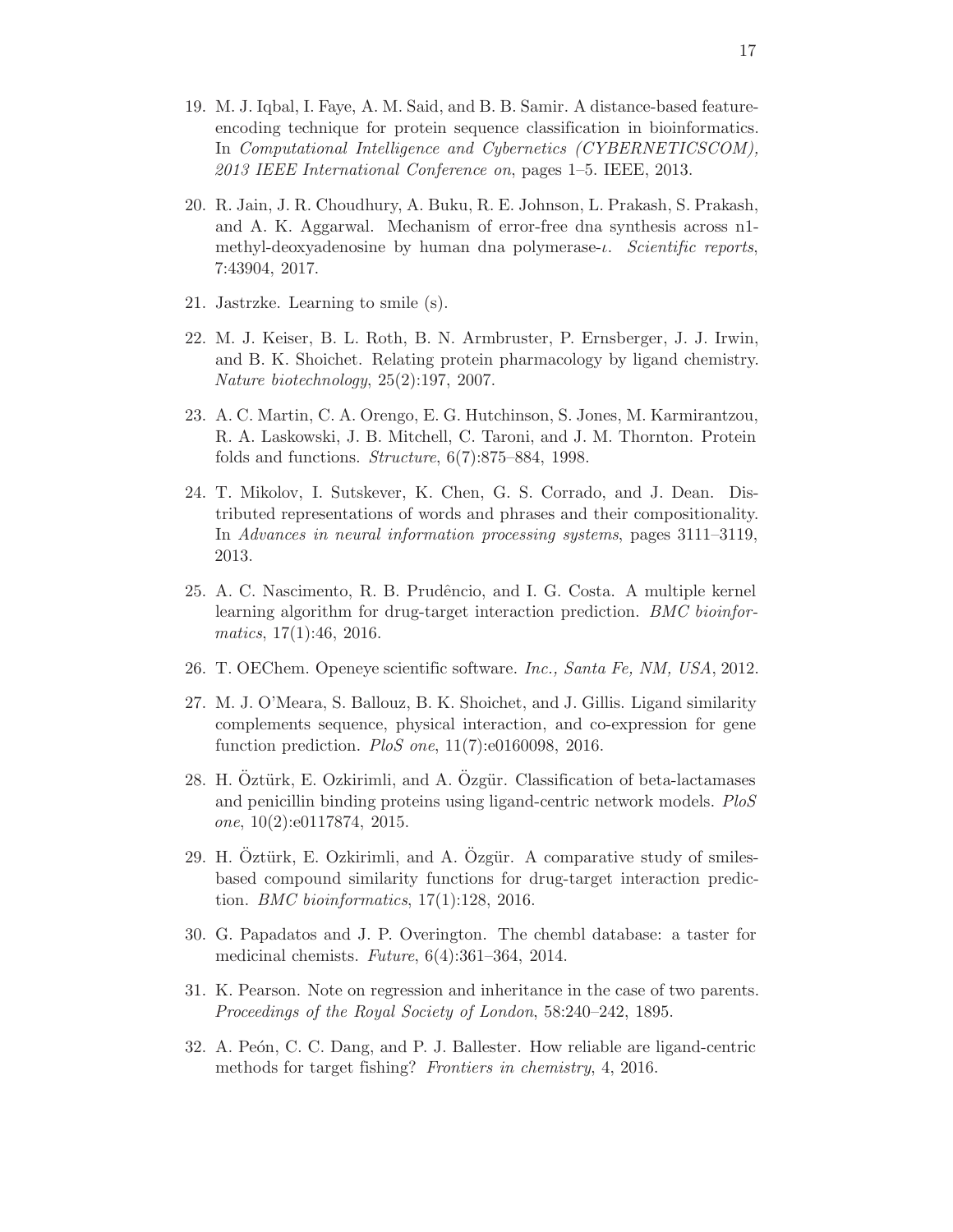19. M. J. Iqbal, I. Faye, A. M. Said, and B. B. Samir. A distance-based feature-encoding technique for protein sequence classification in bioinformatics. In *Computational Intelligence and Cybernetics (CYBERNETICSCOM), 2013 IEEE International Conference on*, pages 1–5. IEEE, 2013.

20. R. Jain, J. R. Choudhury, A. Buku, R. E. Johnson, L. Prakash, S. Prakash, and A. K. Aggarwal. Mechanism of error-free dna synthesis across n1-methyl-deoxyadenosine by human dna polymerase-$\iota$. *Scientific reports*, 7:43904, 2017.

21. Jastrzke. Learning to smile (s).

22. M. J. Keiser, B. L. Roth, B. N. Armbruster, P. Ernsberger, J. J. Irwin, and B. K. Shoichet. Relating protein pharmacology by ligand chemistry. *Nature biotechnology*, 25(2):197, 2007.

23. A. C. Martin, C. A. Orengo, E. G. Hutchinson, S. Jones, M. Karmirantzou, R. A. Laskowski, J. B. Mitchell, C. Taroni, and J. M. Thornton. Protein folds and functions. *Structure*, 6(7):875–884, 1998.

24. T. Mikolov, I. Sutskever, K. Chen, G. S. Corrado, and J. Dean. Distributed representations of words and phrases and their compositionality. In *Advances in neural information processing systems*, pages 3111–3119, 2013.

25. A. C. Nascimento, R. B. Prudêncio, and I. G. Costa. A multiple kernel learning algorithm for drug-target interaction prediction. *BMC bioinformatics*, 17(1):46, 2016.

26. T. OEChem. Openeye scientific software. *Inc., Santa Fe, NM, USA*, 2012.

27. M. J. O'Meara, S. Ballouz, B. K. Shoichet, and J. Gillis. Ligand similarity complements sequence, physical interaction, and co-expression for gene function prediction. *PloS one*, 11(7):e0160098, 2016.

28. H. Öztürk, E. Ozkirimli, and A. Özgür. Classification of beta-lactamases and penicillin binding proteins using ligand-centric network models. *PloS one*, 10(2):e0117874, 2015.

29. H. Öztürk, E. Ozkirimli, and A. Özgür. A comparative study of smiles-based compound similarity functions for drug-target interaction prediction. *BMC bioinformatics*, 17(1):128, 2016.

30. G. Papadatos and J. P. Overington. The chembl database: a taster for medicinal chemists. *Future*, 6(4):361–364, 2014.

31. K. Pearson. Note on regression and inheritance in the case of two parents. *Proceedings of the Royal Society of London*, 58:240–242, 1895.

32. A. Peón, C. C. Dang, and P. J. Ballester. How reliable are ligand-centric methods for target fishing? *Frontiers in chemistry*, 4, 2016.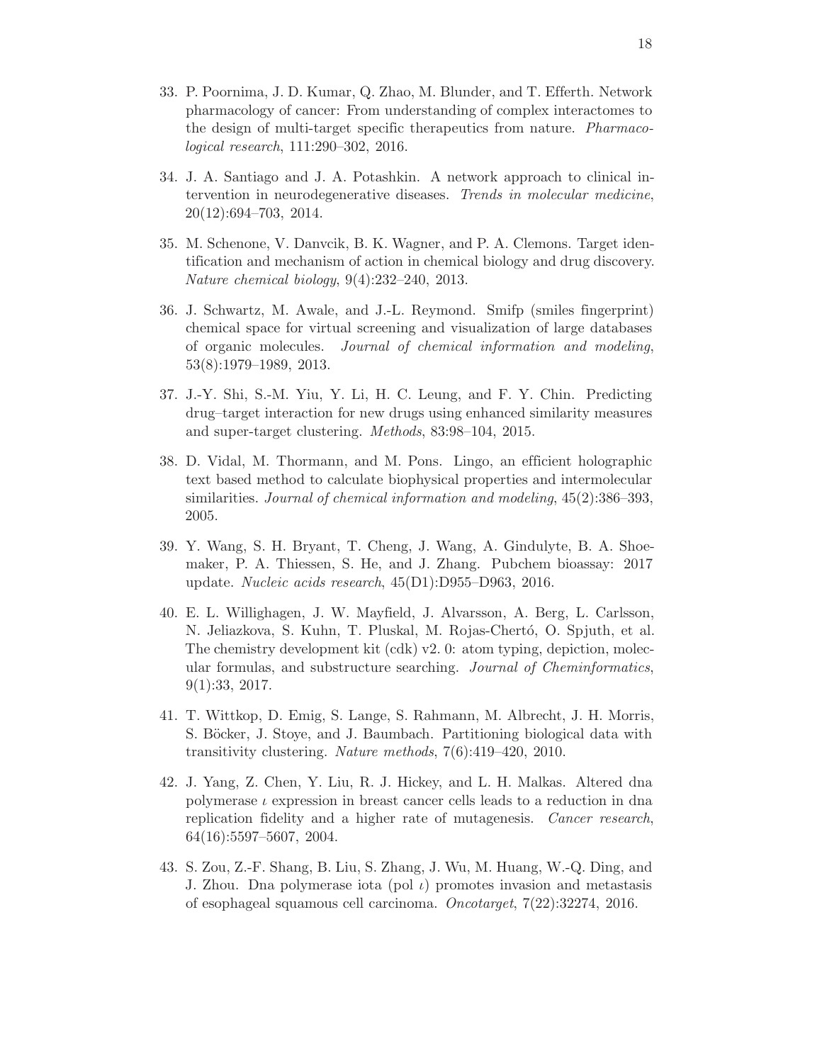33. P. Poornima, J. D. Kumar, Q. Zhao, M. Blunder, and T. Efferth. Network pharmacology of cancer: From understanding of complex interactomes to the design of multi-target specific therapeutics from nature. *Pharmacological research*, 111:290–302, 2016.

34. J. A. Santiago and J. A. Potashkin. A network approach to clinical intervention in neurodegenerative diseases. *Trends in molecular medicine*, 20(12):694–703, 2014.

35. M. Schenone, V. Danvcik, B. K. Wagner, and P. A. Clemons. Target identification and mechanism of action in chemical biology and drug discovery. *Nature chemical biology*, 9(4):232–240, 2013.

36. J. Schwartz, M. Awale, and J.-L. Reymond. Smifp (smiles fingerprint) chemical space for virtual screening and visualization of large databases of organic molecules. *Journal of chemical information and modeling*, 53(8):1979–1989, 2013.

37. J.-Y. Shi, S.-M. Yiu, Y. Li, H. C. Leung, and F. Y. Chin. Predicting drug–target interaction for new drugs using enhanced similarity measures and super-target clustering. *Methods*, 83:98–104, 2015.

38. D. Vidal, M. Thormann, and M. Pons. Lingo, an efficient holographic text based method to calculate biophysical properties and intermolecular similarities. *Journal of chemical information and modeling*, 45(2):386–393, 2005.

39. Y. Wang, S. H. Bryant, T. Cheng, J. Wang, A. Gindulyte, B. A. Shoemaker, P. A. Thiessen, S. He, and J. Zhang. Pubchem bioassay: 2017 update. *Nucleic acids research*, 45(D1):D955–D963, 2016.

40. E. L. Willighagen, J. W. Mayfield, J. Alvarsson, A. Berg, L. Carlsson, N. Jeliazkova, S. Kuhn, T. Pluskal, M. Rojas-Chertó, O. Spjuth, et al. The chemistry development kit (cdk) v2. 0: atom typing, depiction, molecular formulas, and substructure searching. *Journal of Cheminformatics*, 9(1):33, 2017.

41. T. Wittkop, D. Emig, S. Lange, S. Rahmann, M. Albrecht, J. H. Morris, S. Böcker, J. Stoye, and J. Baumbach. Partitioning biological data with transitivity clustering. *Nature methods*, 7(6):419–420, 2010.

42. J. Yang, Z. Chen, Y. Liu, R. J. Hickey, and L. H. Malkas. Altered dna polymerase $\iota$ expression in breast cancer cells leads to a reduction in dna replication fidelity and a higher rate of mutagenesis. *Cancer research*, 64(16):5597–5607, 2004.

43. S. Zou, Z.-F. Shang, B. Liu, S. Zhang, J. Wu, M. Huang, W.-Q. Ding, and J. Zhou. Dna polymerase iota (pol $\iota$) promotes invasion and metastasis of esophageal squamous cell carcinoma. *Oncotarget*, 7(22):32274, 2016.